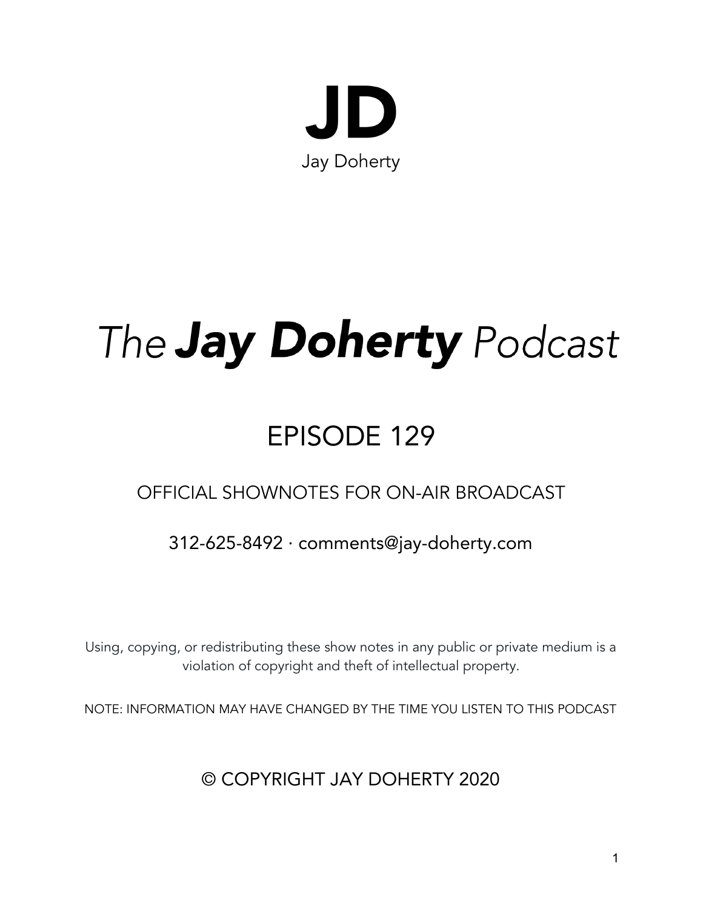# JD

Jay Doherty

# *The **Jay Doherty** Podcast*

## EPISODE 129

OFFICIAL SHOWNOTES FOR ON-AIR BROADCAST

312-625-8492 · comments@jay-doherty.com

Using, copying, or redistributing these show notes in any public or private medium is a violation of copyright and theft of intellectual property.

NOTE: INFORMATION MAY HAVE CHANGED BY THE TIME YOU LISTEN TO THIS PODCAST

© COPYRIGHT JAY DOHERTY 2020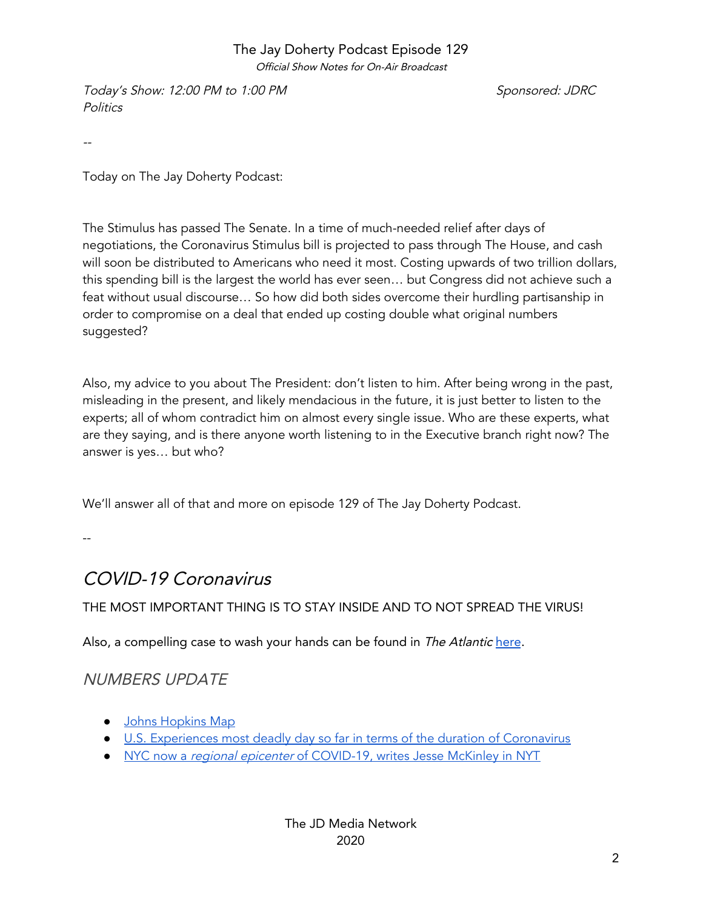# The Jay Doherty Podcast Episode 129

*Official Show Notes for On-Air Broadcast*

*Today's Show: 12:00 PM to 1:00 PM* *Sponsored: JDRC*
*Politics*

--

Today on The Jay Doherty Podcast:

The Stimulus has passed The Senate. In a time of much-needed relief after days of negotiations, the Coronavirus Stimulus bill is projected to pass through The House, and cash will soon be distributed to Americans who need it most. Costing upwards of two trillion dollars, this spending bill is the largest the world has ever seen… but Congress did not achieve such a feat without usual discourse… So how did both sides overcome their hurdling partisanship in order to compromise on a deal that ended up costing double what original numbers suggested?

Also, my advice to you about The President: don't listen to him. After being wrong in the past, misleading in the present, and likely mendacious in the future, it is just better to listen to the experts; all of whom contradict him on almost every single issue. Who are these experts, what are they saying, and is there anyone worth listening to in the Executive branch right now? The answer is yes… but who?

We'll answer all of that and more on episode 129 of The Jay Doherty Podcast.

--

## *COVID-19 Coronavirus*

THE MOST IMPORTANT THING IS TO STAY INSIDE AND TO NOT SPREAD THE VIRUS!

Also, a compelling case to wash your hands can be found in *The Atlantic* here.

### *NUMBERS UPDATE*

- Johns Hopkins Map
- U.S. Experiences most deadly day so far in terms of the duration of Coronavirus
- NYC now a *regional epicenter* of COVID-19, writes Jesse McKinley in NYT

The JD Media Network
2020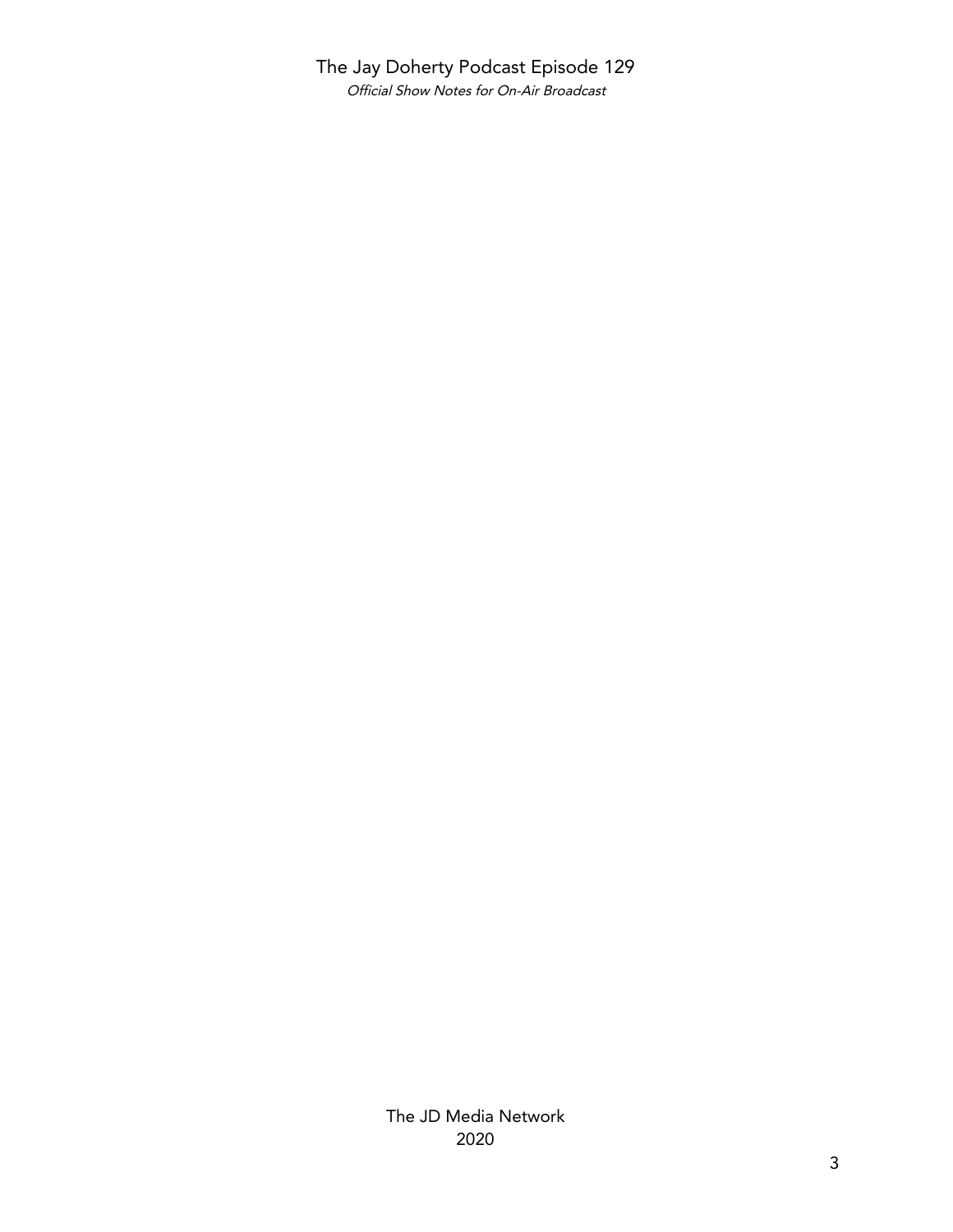The Jay Doherty Podcast Episode 129

*Official Show Notes for On-Air Broadcast*

The JD Media Network

2020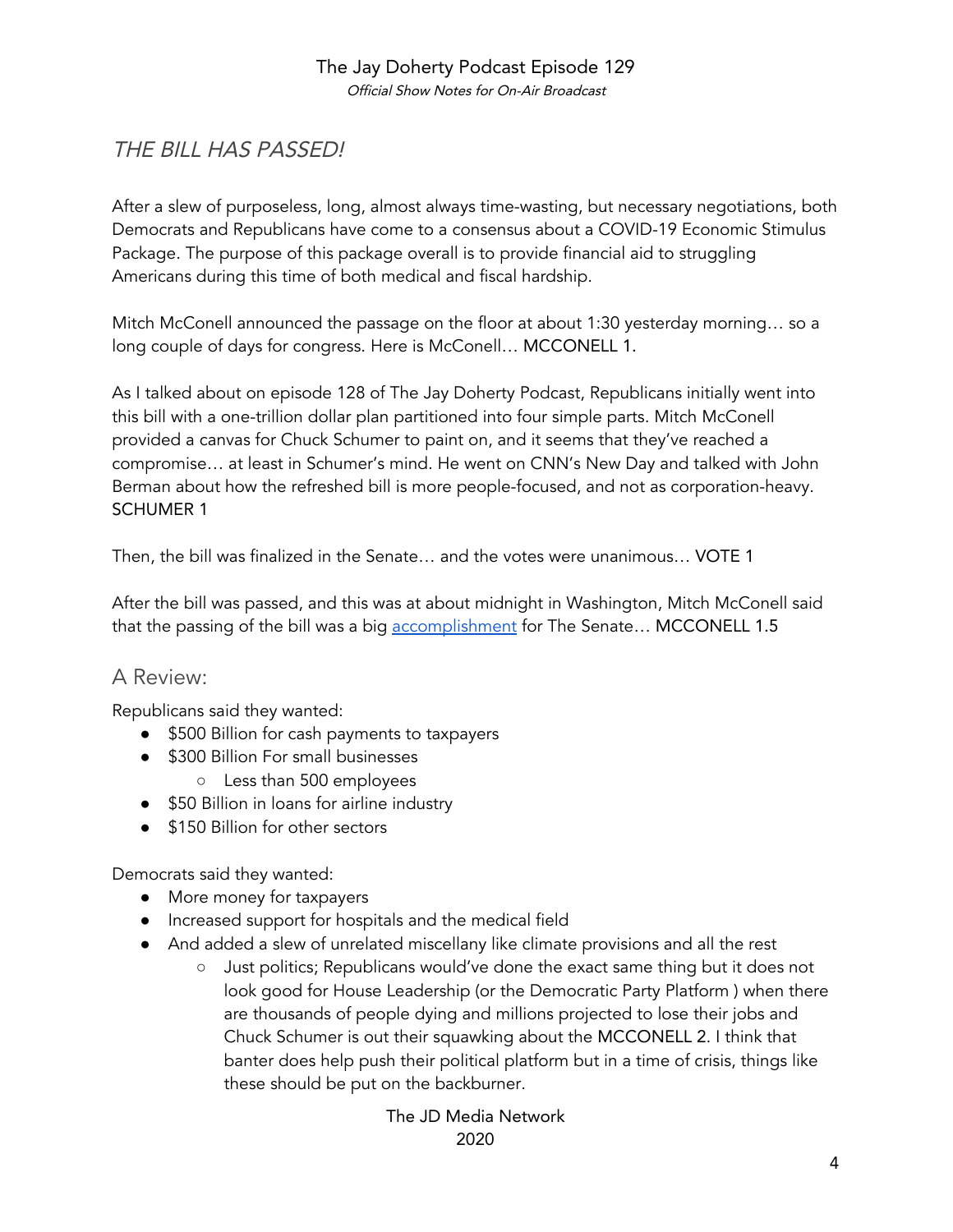## *THE BILL HAS PASSED!*

After a slew of purposeless, long, almost always time-wasting, but necessary negotiations, both Democrats and Republicans have come to a consensus about a COVID-19 Economic Stimulus Package. The purpose of this package overall is to provide financial aid to struggling Americans during this time of both medical and fiscal hardship.

Mitch McConell announced the passage on the floor at about 1:30 yesterday morning… so a long couple of days for congress. Here is McConell… MCCONELL 1.

As I talked about on episode 128 of The Jay Doherty Podcast, Republicans initially went into this bill with a one-trillion dollar plan partitioned into four simple parts. Mitch McConell provided a canvas for Chuck Schumer to paint on, and it seems that they've reached a compromise… at least in Schumer's mind. He went on CNN's New Day and talked with John Berman about how the refreshed bill is more people-focused, and not as corporation-heavy. SCHUMER 1

Then, the bill was finalized in the Senate… and the votes were unanimous… VOTE 1

After the bill was passed, and this was at about midnight in Washington, Mitch McConell said that the passing of the bill was a big accomplishment for The Senate… MCCONELL 1.5

### A Review:

Republicans said they wanted:

- $500 Billion for cash payments to taxpayers
- $300 Billion For small businesses
  - Less than 500 employees
- $50 Billion in loans for airline industry
- $150 Billion for other sectors

Democrats said they wanted:

- More money for taxpayers
- Increased support for hospitals and the medical field
- And added a slew of unrelated miscellany like climate provisions and all the rest
  - Just politics; Republicans would've done the exact same thing but it does not look good for House Leadership (or the Democratic Party Platform ) when there are thousands of people dying and millions projected to lose their jobs and Chuck Schumer is out their squawking about the MCCONELL 2. I think that banter does help push their political platform but in a time of crisis, things like these should be put on the backburner.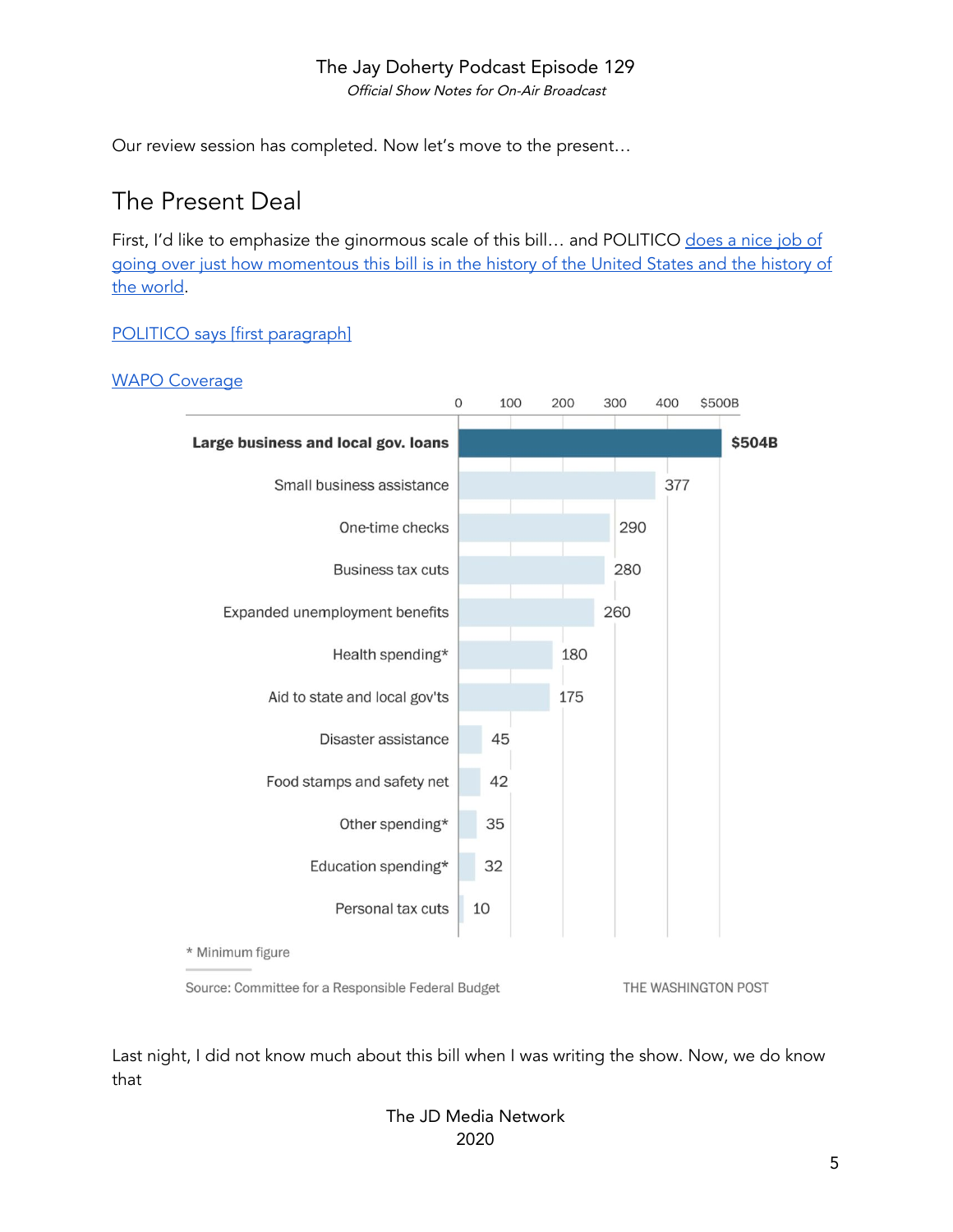Our review session has completed. Now let's move to the present…

## The Present Deal

First, I'd like to emphasize the ginormous scale of this bill… and POLITICO [does a nice job of going over just how momentous this bill is in the history of the United States and the history of the world](#).

[POLITICO says [first paragraph]](#)

[WAPO Coverage](#)

| Category | Amount |
|---|---|
| **Large business and local gov. loans** | **$504B** |
| Small business assistance | 377 |
| One-time checks | 290 |
| Business tax cuts | 280 |
| Expanded unemployment benefits | 260 |
| Health spending* | 180 |
| Aid to state and local gov'ts | 175 |
| Disaster assistance | 45 |
| Food stamps and safety net | 42 |
| Other spending* | 35 |
| Education spending* | 32 |
| Personal tax cuts | 10 |

\* Minimum figure

Source: Committee for a Responsible Federal Budget — THE WASHINGTON POST

Last night, I did not know much about this bill when I was writing the show. Now, we do know that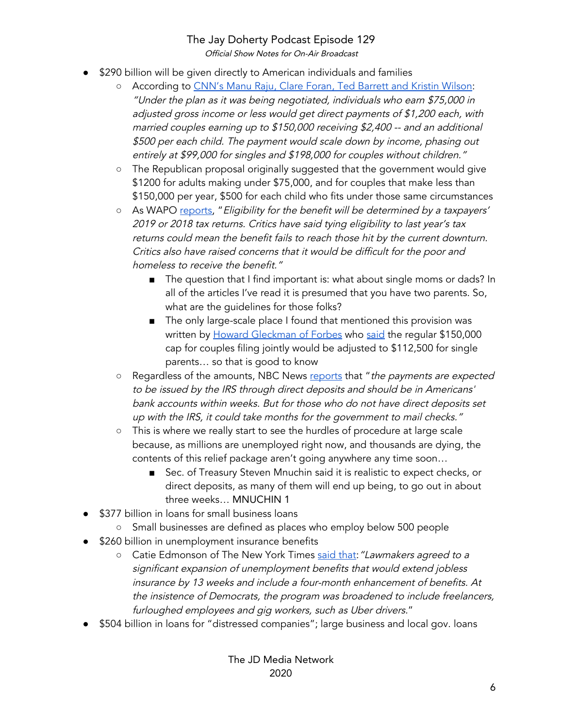- $290 billion will be given directly to American individuals and families
  - According to [CNN's Manu Raju, Clare Foran, Ted Barrett and Kristin Wilson](): *"Under the plan as it was being negotiated, individuals who earn $75,000 in adjusted gross income or less would get direct payments of $1,200 each, with married couples earning up to $150,000 receiving $2,400 -- and an additional $500 per each child. The payment would scale down by income, phasing out entirely at $99,000 for singles and $198,000 for couples without children."*
  - The Republican proposal originally suggested that the government would give $1200 for adults making under $75,000, and for couples that make less than $150,000 per year, $500 for each child who fits under those same circumstances
  - As WAPO [reports](), "*Eligibility for the benefit will be determined by a taxpayers' 2019 or 2018 tax returns. Critics have said tying eligibility to last year's tax returns could mean the benefit fails to reach those hit by the current downturn. Critics also have raised concerns that it would be difficult for the poor and homeless to receive the benefit.*"
    - The question that I find important is: what about single moms or dads? In all of the articles I've read it is presumed that you have two parents. So, what are the guidelines for those folks?
    - The only large-scale place I found that mentioned this provision was written by [Howard Gleckman of Forbes]() who [said]() the regular $150,000 cap for couples filing jointly would be adjusted to $112,500 for single parents… so that is good to know
  - Regardless of the amounts, NBC News [reports]() that "*the payments are expected to be issued by the IRS through direct deposits and should be in Americans' bank accounts within weeks. But for those who do not have direct deposits set up with the IRS, it could take months for the government to mail checks.*"
  - This is where we really start to see the hurdles of procedure at large scale because, as millions are unemployed right now, and thousands are dying, the contents of this relief package aren't going anywhere any time soon…
    - Sec. of Treasury Steven Mnuchin said it is realistic to expect checks, or direct deposits, as many of them will end up being, to go out in about three weeks… MNUCHIN 1
- $377 billion in loans for small business loans
  - Small businesses are defined as places who employ below 500 people
- $260 billion in unemployment insurance benefits
  - Catie Edmonson of The New York Times [said that](): *"Lawmakers agreed to a significant expansion of unemployment benefits that would extend jobless insurance by 13 weeks and include a four-month enhancement of benefits. At the insistence of Democrats, the program was broadened to include freelancers, furloughed employees and gig workers, such as Uber drivers.*"
- $504 billion in loans for "distressed companies"; large business and local gov. loans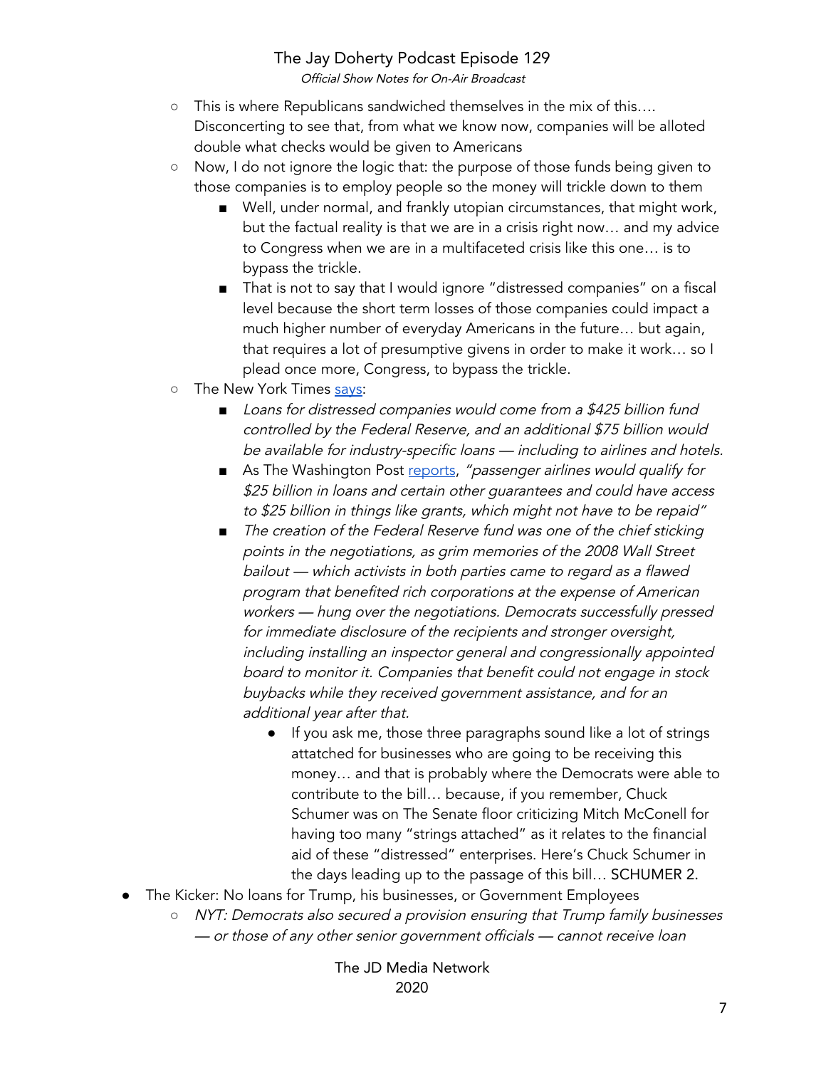- This is where Republicans sandwiched themselves in the mix of this…. Disconcerting to see that, from what we know now, companies will be alloted double what checks would be given to Americans
- Now, I do not ignore the logic that: the purpose of those funds being given to those companies is to employ people so the money will trickle down to them
  - Well, under normal, and frankly utopian circumstances, that might work, but the factual reality is that we are in a crisis right now… and my advice to Congress when we are in a multifaceted crisis like this one… is to bypass the trickle.
  - That is not to say that I would ignore "distressed companies" on a fiscal level because the short term losses of those companies could impact a much higher number of everyday Americans in the future… but again, that requires a lot of presumptive givens in order to make it work… so I plead once more, Congress, to bypass the trickle.
- The New York Times says:
  - *Loans for distressed companies would come from a $425 billion fund controlled by the Federal Reserve, and an additional $75 billion would be available for industry-specific loans — including to airlines and hotels.*
  - As The Washington Post reports, *"passenger airlines would qualify for $25 billion in loans and certain other guarantees and could have access to $25 billion in things like grants, which might not have to be repaid"*
  - *The creation of the Federal Reserve fund was one of the chief sticking points in the negotiations, as grim memories of the 2008 Wall Street bailout — which activists in both parties came to regard as a flawed program that benefited rich corporations at the expense of American workers — hung over the negotiations. Democrats successfully pressed for immediate disclosure of the recipients and stronger oversight, including installing an inspector general and congressionally appointed board to monitor it. Companies that benefit could not engage in stock buybacks while they received government assistance, and for an additional year after that.*
    - If you ask me, those three paragraphs sound like a lot of strings attached for businesses who are going to be receiving this money… and that is probably where the Democrats were able to contribute to the bill… because, if you remember, Chuck Schumer was on The Senate floor criticizing Mitch McConell for having too many "strings attached" as it relates to the financial aid of these "distressed" enterprises. Here's Chuck Schumer in the days leading up to the passage of this bill… SCHUMER 2.

- The Kicker: No loans for Trump, his businesses, or Government Employees
  - *NYT: Democrats also secured a provision ensuring that Trump family businesses — or those of any other senior government officials — cannot receive loan*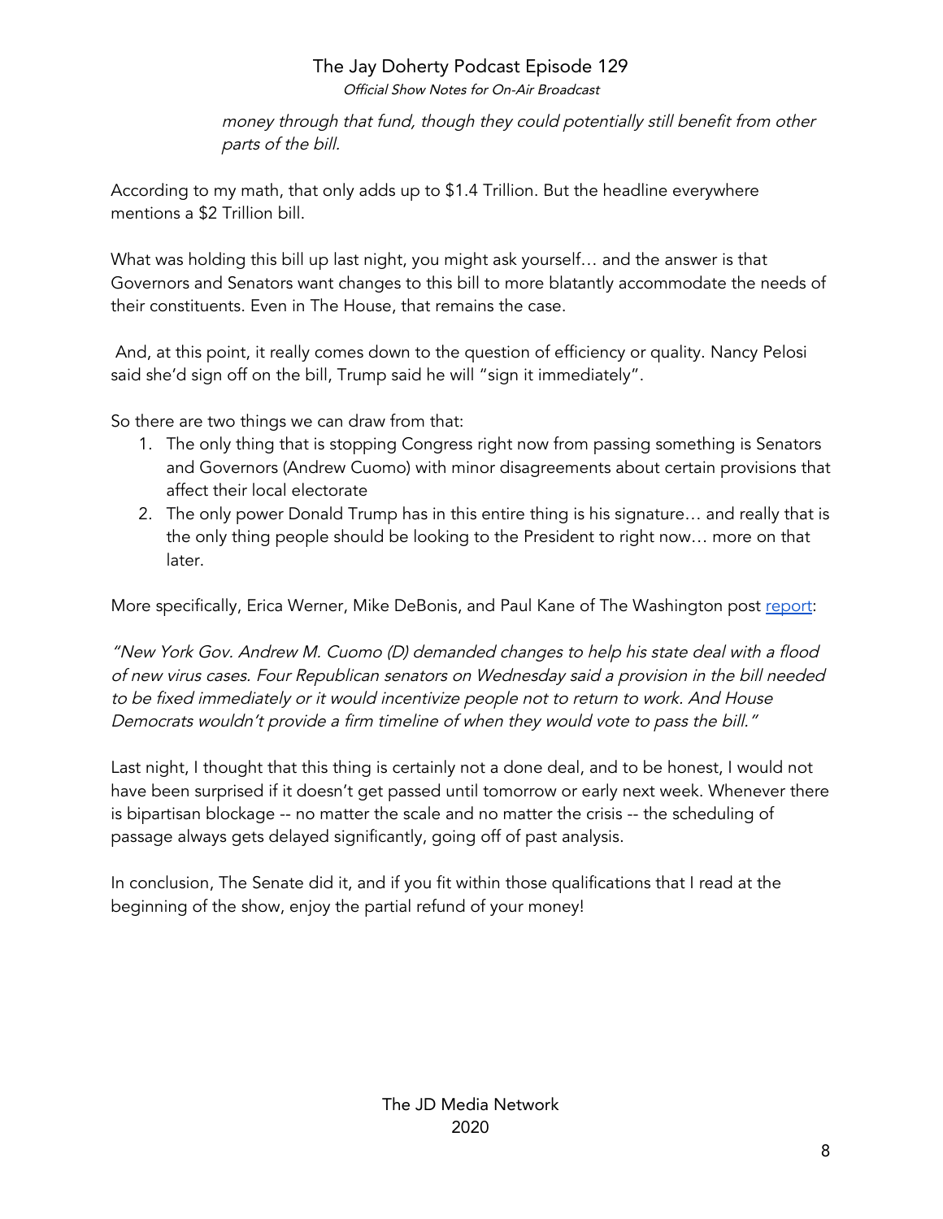*money through that fund, though they could potentially still benefit from other parts of the bill.*

According to my math, that only adds up to $1.4 Trillion. But the headline everywhere mentions a $2 Trillion bill.

What was holding this bill up last night, you might ask yourself… and the answer is that Governors and Senators want changes to this bill to more blatantly accommodate the needs of their constituents. Even in The House, that remains the case.

And, at this point, it really comes down to the question of efficiency or quality. Nancy Pelosi said she'd sign off on the bill, Trump said he will "sign it immediately".

So there are two things we can draw from that:

1. The only thing that is stopping Congress right now from passing something is Senators and Governors (Andrew Cuomo) with minor disagreements about certain provisions that affect their local electorate
2. The only power Donald Trump has in this entire thing is his signature… and really that is the only thing people should be looking to the President to right now… more on that later.

More specifically, Erica Werner, Mike DeBonis, and Paul Kane of The Washington post report:

*"New York Gov. Andrew M. Cuomo (D) demanded changes to help his state deal with a flood of new virus cases. Four Republican senators on Wednesday said a provision in the bill needed to be fixed immediately or it would incentivize people not to return to work. And House Democrats wouldn't provide a firm timeline of when they would vote to pass the bill."*

Last night, I thought that this thing is certainly not a done deal, and to be honest, I would not have been surprised if it doesn't get passed until tomorrow or early next week. Whenever there is bipartisan blockage -- no matter the scale and no matter the crisis -- the scheduling of passage always gets delayed significantly, going off of past analysis.

In conclusion, The Senate did it, and if you fit within those qualifications that I read at the beginning of the show, enjoy the partial refund of your money!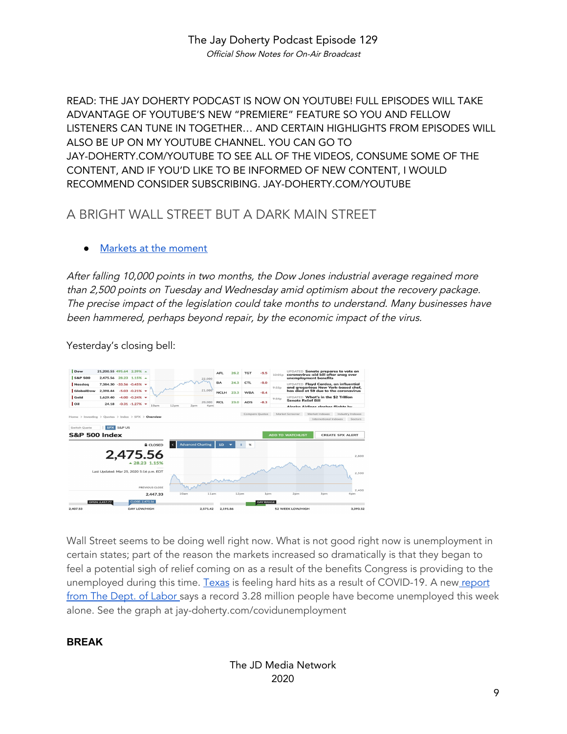READ: THE JAY DOHERTY PODCAST IS NOW ON YOUTUBE! FULL EPISODES WILL TAKE ADVANTAGE OF YOUTUBE'S NEW "PREMIERE" FEATURE SO YOU AND FELLOW LISTENERS CAN TUNE IN TOGETHER… AND CERTAIN HIGHLIGHTS FROM EPISODES WILL ALSO BE UP ON MY YOUTUBE CHANNEL. YOU CAN GO TO JAY-DOHERTY.COM/YOUTUBE TO SEE ALL OF THE VIDEOS, CONSUME SOME OF THE CONTENT, AND IF YOU'D LIKE TO BE INFORMED OF NEW CONTENT, I WOULD RECOMMEND CONSIDER SUBSCRIBING. JAY-DOHERTY.COM/YOUTUBE

## A BRIGHT WALL STREET BUT A DARK MAIN STREET

- Markets at the moment

*After falling 10,000 points in two months, the Dow Jones industrial average regained more than 2,500 points on Tuesday and Wednesday amid optimism about the recovery package. The precise impact of the legislation could take months to understand. Many businesses have been hammered, perhaps beyond repair, by the economic impact of the virus.*

Yesterday's closing bell:

Wall Street seems to be doing well right now. What is not good right now is unemployment in certain states; part of the reason the markets increased so dramatically is that they began to feel a potential sigh of relief coming on as a result of the benefits Congress is providing to the unemployed during this time. Texas is feeling hard hits as a result of COVID-19. A new report from The Dept. of Labor says a record 3.28 million people have become unemployed this week alone. See the graph at jay-doherty.com/covidunemployment

**BREAK**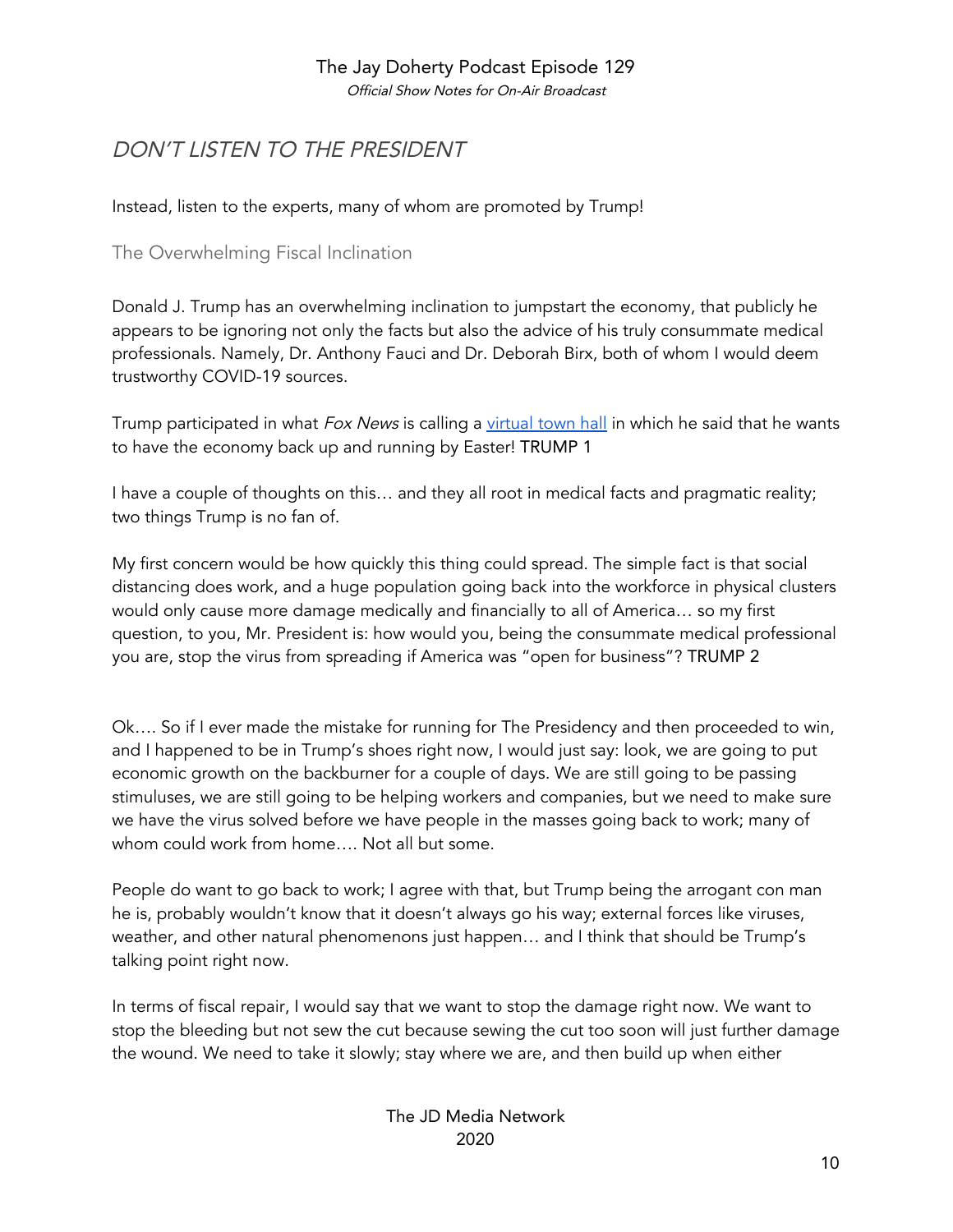# *DON'T LISTEN TO THE PRESIDENT*

Instead, listen to the experts, many of whom are promoted by Trump!

## The Overwhelming Fiscal Inclination

Donald J. Trump has an overwhelming inclination to jumpstart the economy, that publicly he appears to be ignoring not only the facts but also the advice of his truly consummate medical professionals. Namely, Dr. Anthony Fauci and Dr. Deborah Birx, both of whom I would deem trustworthy COVID-19 sources.

Trump participated in what *Fox News* is calling a [virtual town hall] in which he said that he wants to have the economy back up and running by Easter! TRUMP 1

I have a couple of thoughts on this… and they all root in medical facts and pragmatic reality; two things Trump is no fan of.

My first concern would be how quickly this thing could spread. The simple fact is that social distancing does work, and a huge population going back into the workforce in physical clusters would only cause more damage medically and financially to all of America… so my first question, to you, Mr. President is: how would you, being the consummate medical professional you are, stop the virus from spreading if America was "open for business"? TRUMP 2

Ok…. So if I ever made the mistake for running for The Presidency and then proceeded to win, and I happened to be in Trump's shoes right now, I would just say: look, we are going to put economic growth on the backburner for a couple of days. We are still going to be passing stimuluses, we are still going to be helping workers and companies, but we need to make sure we have the virus solved before we have people in the masses going back to work; many of whom could work from home…. Not all but some.

People do want to go back to work; I agree with that, but Trump being the arrogant con man he is, probably wouldn't know that it doesn't always go his way; external forces like viruses, weather, and other natural phenomenons just happen… and I think that should be Trump's talking point right now.

In terms of fiscal repair, I would say that we want to stop the damage right now. We want to stop the bleeding but not sew the cut because sewing the cut too soon will just further damage the wound. We need to take it slowly; stay where we are, and then build up when either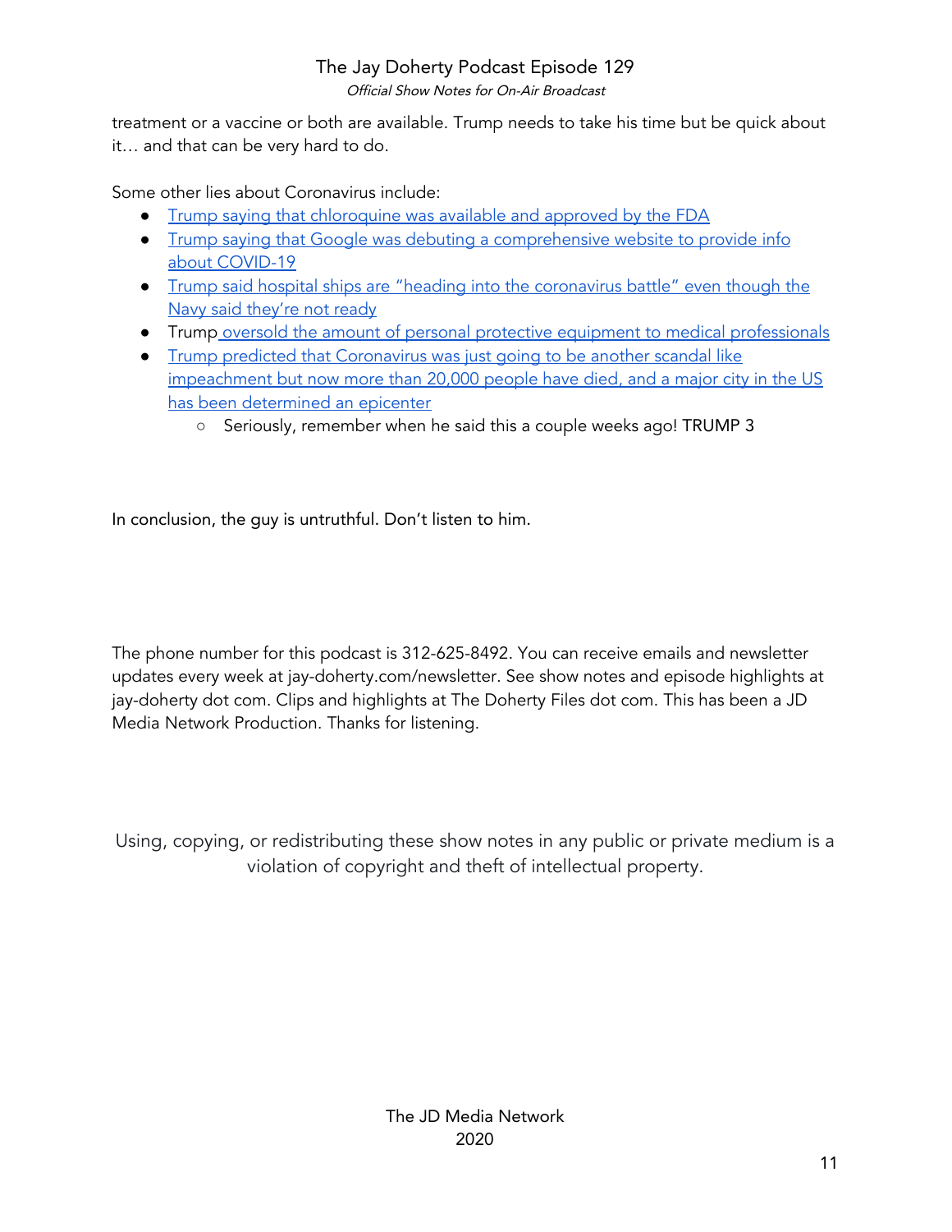treatment or a vaccine or both are available. Trump needs to take his time but be quick about it… and that can be very hard to do.

Some other lies about Coronavirus include:

- Trump saying that chloroquine was available and approved by the FDA
- Trump saying that Google was debuting a comprehensive website to provide info about COVID-19
- Trump said hospital ships are "heading into the coronavirus battle" even though the Navy said they're not ready
- Trump oversold the amount of personal protective equipment to medical professionals
- Trump predicted that Coronavirus was just going to be another scandal like impeachment but now more than 20,000 people have died, and a major city in the US has been determined an epicenter
  - Seriously, remember when he said this a couple weeks ago! TRUMP 3

In conclusion, the guy is untruthful. Don't listen to him.

The phone number for this podcast is 312-625-8492. You can receive emails and newsletter updates every week at jay-doherty.com/newsletter. See show notes and episode highlights at jay-doherty dot com. Clips and highlights at The Doherty Files dot com. This has been a JD Media Network Production. Thanks for listening.

Using, copying, or redistributing these show notes in any public or private medium is a violation of copyright and theft of intellectual property.